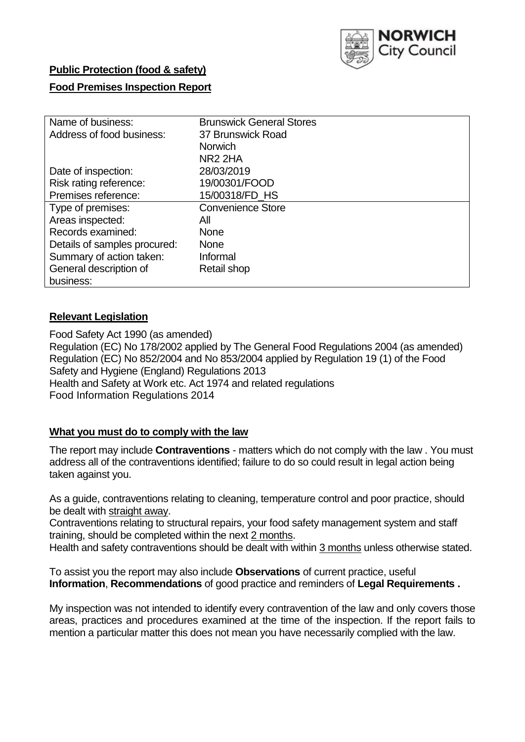NORWICH City Council

**Public Protection (food & safety)**

**Food Premises Inspection Report**

| Name of business: | Brunswick General Stores |
|---|---|
| Address of food business: | 37 Brunswick Road<br>Norwich<br>NR2 2HA |
| Date of inspection: | 28/03/2019 |
| Risk rating reference: | 19/00301/FOOD |
| Premises reference: | 15/00318/FD_HS |
| Type of premises: | Convenience Store |
| Areas inspected: | All |
| Records examined: | None |
| Details of samples procured: | None |
| Summary of action taken: | Informal |
| General description of business: | Retail shop |

## Relevant Legislation

Food Safety Act 1990 (as amended)
Regulation (EC) No 178/2002 applied by The General Food Regulations 2004 (as amended)
Regulation (EC) No 852/2004 and No 853/2004 applied by Regulation 19 (1) of the Food Safety and Hygiene (England) Regulations 2013
Health and Safety at Work etc. Act 1974 and related regulations
Food Information Regulations 2014

## What you must do to comply with the law

The report may include **Contraventions** - matters which do not comply with the law . You must address all of the contraventions identified; failure to do so could result in legal action being taken against you.

As a guide, contraventions relating to cleaning, temperature control and poor practice, should be dealt with straight away.

Contraventions relating to structural repairs, your food safety management system and staff training, should be completed within the next 2 months.

Health and safety contraventions should be dealt with within 3 months unless otherwise stated.

To assist you the report may also include **Observations** of current practice, useful **Information**, **Recommendations** of good practice and reminders of **Legal Requirements .**

My inspection was not intended to identify every contravention of the law and only covers those areas, practices and procedures examined at the time of the inspection. If the report fails to mention a particular matter this does not mean you have necessarily complied with the law.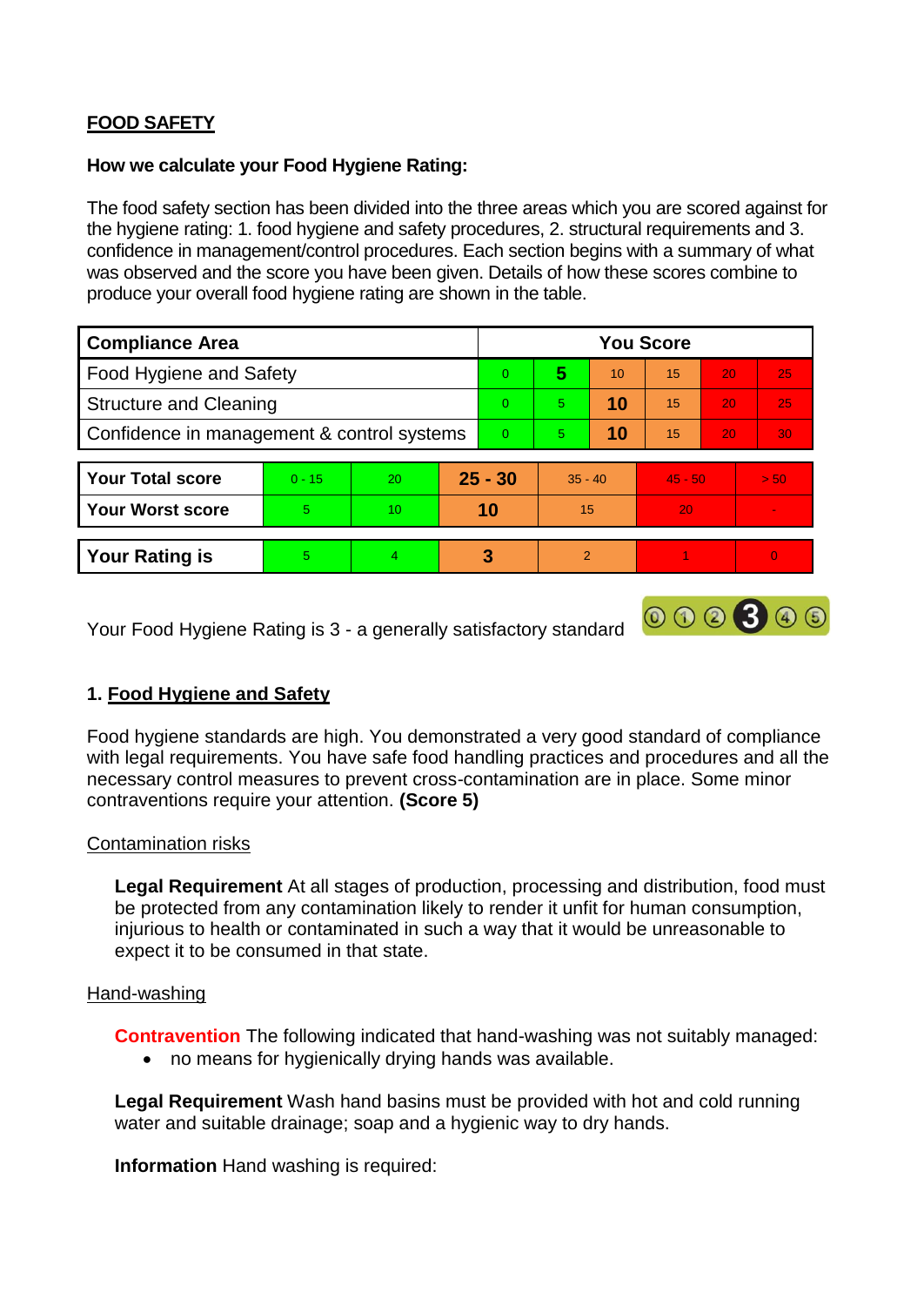**FOOD SAFETY**

**How we calculate your Food Hygiene Rating:**

The food safety section has been divided into the three areas which you are scored against for the hygiene rating: 1. food hygiene and safety procedures, 2. structural requirements and 3. confidence in management/control procedures. Each section begins with a summary of what was observed and the score you have been given. Details of how these scores combine to produce your overall food hygiene rating are shown in the table.

| Compliance Area | You Score | | | | | |
|---|---|---|---|---|---|---|
| Food Hygiene and Safety | 0 | **5** | 10 | 15 | 20 | 25 |
| Structure and Cleaning | 0 | 5 | **10** | 15 | 20 | 25 |
| Confidence in management & control systems | 0 | 5 | **10** | 15 | 20 | 30 |

| | | | | | | |
|---|---|---|---|---|---|---|
| **Your Total score** | 0 - 15 | 20 | **25 - 30** | 35 - 40 | 45 - 50 | > 50 |
| **Your Worst score** | 5 | 10 | **10** | 15 | 20 | - |

| | | | | | | |
|---|---|---|---|---|---|---|
| **Your Rating is** | 5 | 4 | **3** | 2 | 1 | 0 |

Your Food Hygiene Rating is 3 - a generally satisfactory standard

## 1. Food Hygiene and Safety

Food hygiene standards are high. You demonstrated a very good standard of compliance with legal requirements. You have safe food handling practices and procedures and all the necessary control measures to prevent cross-contamination are in place. Some minor contraventions require your attention. **(Score 5)**

Contamination risks

**Legal Requirement** At all stages of production, processing and distribution, food must be protected from any contamination likely to render it unfit for human consumption, injurious to health or contaminated in such a way that it would be unreasonable to expect it to be consumed in that state.

Hand-washing

**Contravention** The following indicated that hand-washing was not suitably managed:

- no means for hygienically drying hands was available.

**Legal Requirement** Wash hand basins must be provided with hot and cold running water and suitable drainage; soap and a hygienic way to dry hands.

**Information** Hand washing is required: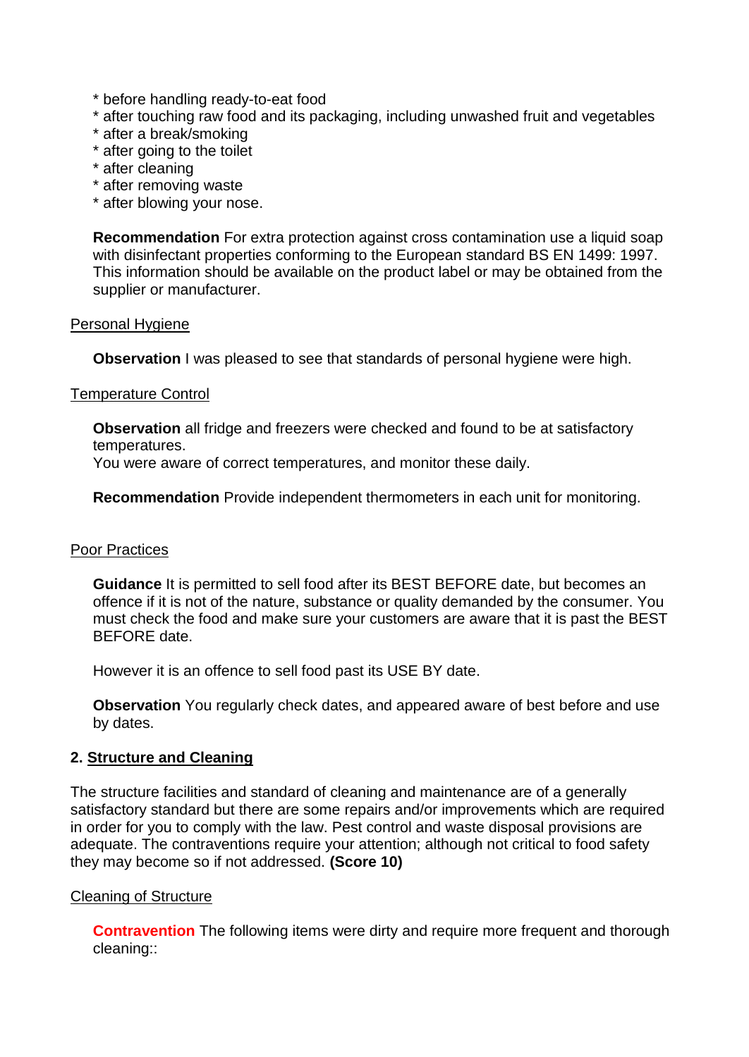* before handling ready-to-eat food
* after touching raw food and its packaging, including unwashed fruit and vegetables
* after a break/smoking
* after going to the toilet
* after cleaning
* after removing waste
* after blowing your nose.

**Recommendation** For extra protection against cross contamination use a liquid soap with disinfectant properties conforming to the European standard BS EN 1499: 1997. This information should be available on the product label or may be obtained from the supplier or manufacturer.

<u>Personal Hygiene</u>

**Observation** I was pleased to see that standards of personal hygiene were high.

<u>Temperature Control</u>

**Observation** all fridge and freezers were checked and found to be at satisfactory temperatures.
You were aware of correct temperatures, and monitor these daily.

**Recommendation** Provide independent thermometers in each unit for monitoring.

<u>Poor Practices</u>

**Guidance** It is permitted to sell food after its BEST BEFORE date, but becomes an offence if it is not of the nature, substance or quality demanded by the consumer. You must check the food and make sure your customers are aware that it is past the BEST BEFORE date.

However it is an offence to sell food past its USE BY date.

**Observation** You regularly check dates, and appeared aware of best before and use by dates.

## 2. <u>Structure and Cleaning</u>

The structure facilities and standard of cleaning and maintenance are of a generally satisfactory standard but there are some repairs and/or improvements which are required in order for you to comply with the law. Pest control and waste disposal provisions are adequate. The contraventions require your attention; although not critical to food safety they may become so if not addressed. **(Score 10)**

<u>Cleaning of Structure</u>

**Contravention** The following items were dirty and require more frequent and thorough cleaning::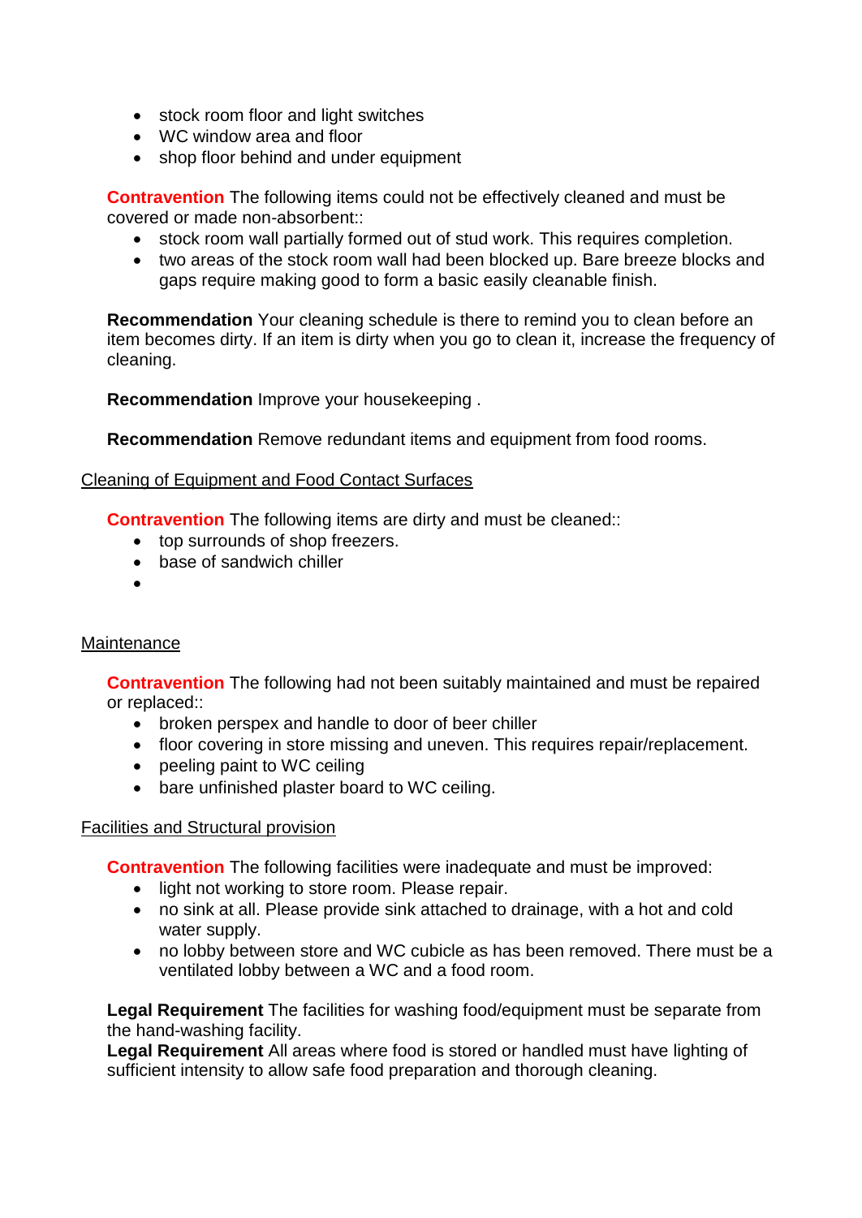- stock room floor and light switches
- WC window area and floor
- shop floor behind and under equipment

**Contravention** The following items could not be effectively cleaned and must be covered or made non-absorbent::

- stock room wall partially formed out of stud work. This requires completion.
- two areas of the stock room wall had been blocked up. Bare breeze blocks and gaps require making good to form a basic easily cleanable finish.

**Recommendation** Your cleaning schedule is there to remind you to clean before an item becomes dirty. If an item is dirty when you go to clean it, increase the frequency of cleaning.

**Recommendation** Improve your housekeeping .

**Recommendation** Remove redundant items and equipment from food rooms.

<u>Cleaning of Equipment and Food Contact Surfaces</u>

**Contravention** The following items are dirty and must be cleaned::

- top surrounds of shop freezers.
- base of sandwich chiller
- 

<u>Maintenance</u>

**Contravention** The following had not been suitably maintained and must be repaired or replaced::

- broken perspex and handle to door of beer chiller
- floor covering in store missing and uneven. This requires repair/replacement.
- peeling paint to WC ceiling
- bare unfinished plaster board to WC ceiling.

<u>Facilities and Structural provision</u>

**Contravention** The following facilities were inadequate and must be improved:

- light not working to store room. Please repair.
- no sink at all. Please provide sink attached to drainage, with a hot and cold water supply.
- no lobby between store and WC cubicle as has been removed. There must be a ventilated lobby between a WC and a food room.

**Legal Requirement** The facilities for washing food/equipment must be separate from the hand-washing facility.
**Legal Requirement** All areas where food is stored or handled must have lighting of sufficient intensity to allow safe food preparation and thorough cleaning.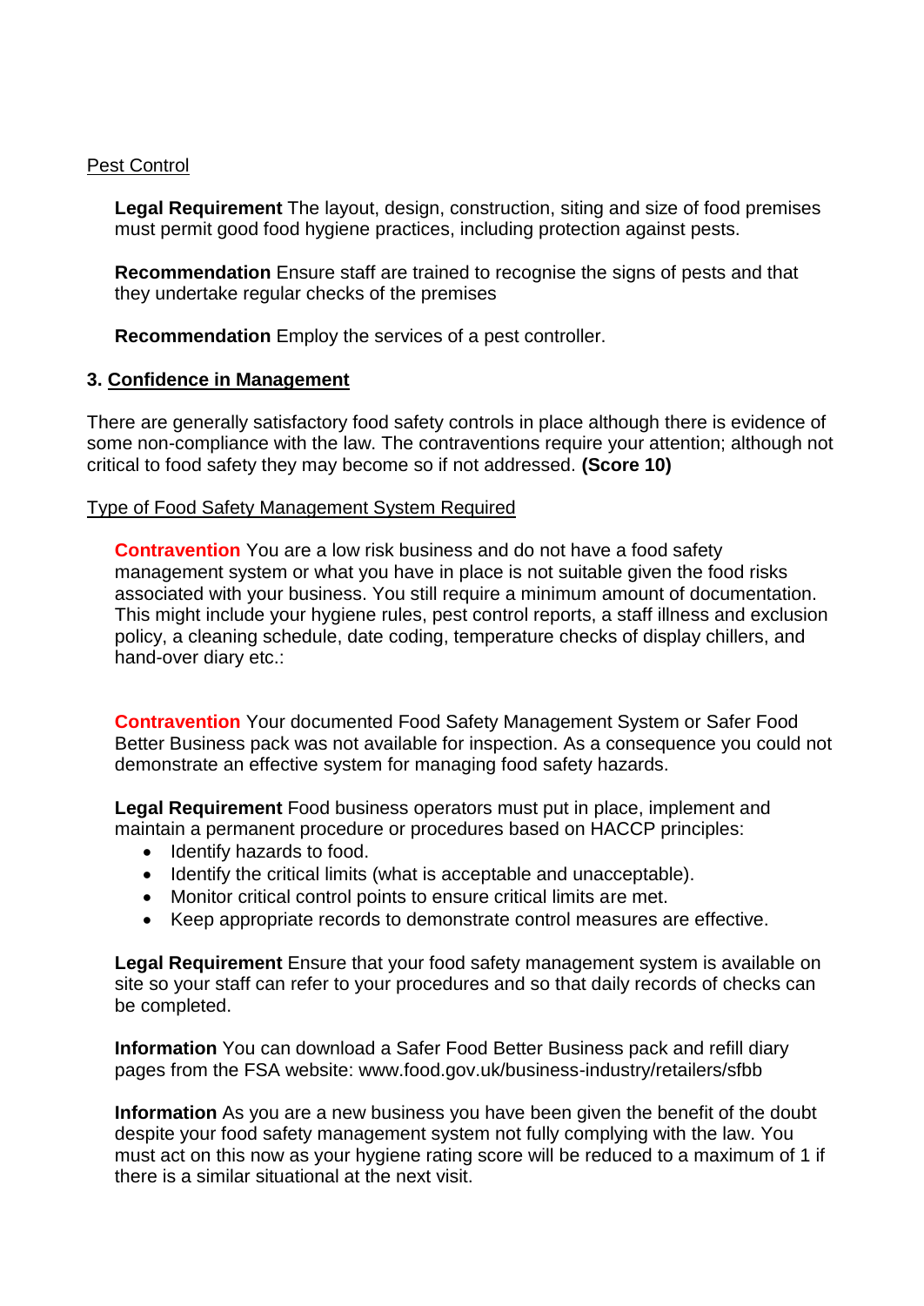Pest Control

**Legal Requirement** The layout, design, construction, siting and size of food premises must permit good food hygiene practices, including protection against pests.

**Recommendation** Ensure staff are trained to recognise the signs of pests and that they undertake regular checks of the premises

**Recommendation** Employ the services of a pest controller.

## 3. Confidence in Management

There are generally satisfactory food safety controls in place although there is evidence of some non-compliance with the law. The contraventions require your attention; although not critical to food safety they may become so if not addressed. **(Score 10)**

Type of Food Safety Management System Required

**Contravention** You are a low risk business and do not have a food safety management system or what you have in place is not suitable given the food risks associated with your business. You still require a minimum amount of documentation. This might include your hygiene rules, pest control reports, a staff illness and exclusion policy, a cleaning schedule, date coding, temperature checks of display chillers, and hand-over diary etc.:

**Contravention** Your documented Food Safety Management System or Safer Food Better Business pack was not available for inspection. As a consequence you could not demonstrate an effective system for managing food safety hazards.

**Legal Requirement** Food business operators must put in place, implement and maintain a permanent procedure or procedures based on HACCP principles:

- Identify hazards to food.
- Identify the critical limits (what is acceptable and unacceptable).
- Monitor critical control points to ensure critical limits are met.
- Keep appropriate records to demonstrate control measures are effective.

**Legal Requirement** Ensure that your food safety management system is available on site so your staff can refer to your procedures and so that daily records of checks can be completed.

**Information** You can download a Safer Food Better Business pack and refill diary pages from the FSA website: www.food.gov.uk/business-industry/retailers/sfbb

**Information** As you are a new business you have been given the benefit of the doubt despite your food safety management system not fully complying with the law. You must act on this now as your hygiene rating score will be reduced to a maximum of 1 if there is a similar situational at the next visit.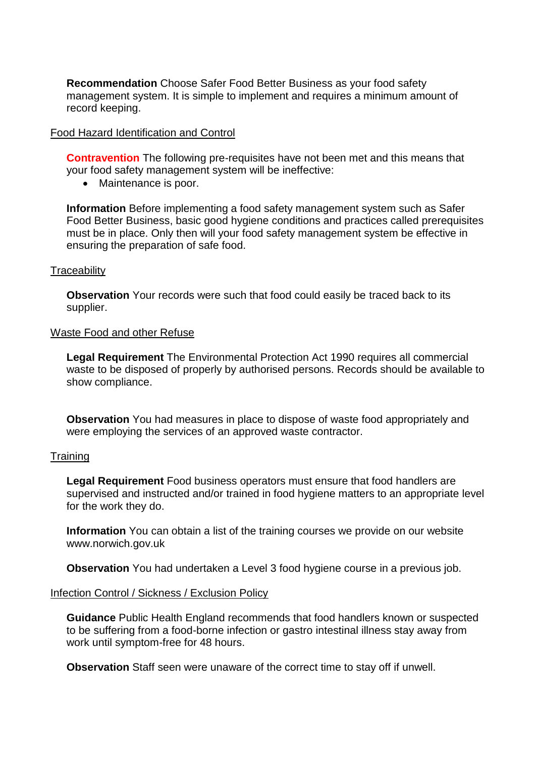**Recommendation** Choose Safer Food Better Business as your food safety management system. It is simple to implement and requires a minimum amount of record keeping.

Food Hazard Identification and Control

**Contravention** The following pre-requisites have not been met and this means that your food safety management system will be ineffective:

- Maintenance is poor.

**Information** Before implementing a food safety management system such as Safer Food Better Business, basic good hygiene conditions and practices called prerequisites must be in place. Only then will your food safety management system be effective in ensuring the preparation of safe food.

Traceability

**Observation** Your records were such that food could easily be traced back to its supplier.

Waste Food and other Refuse

**Legal Requirement** The Environmental Protection Act 1990 requires all commercial waste to be disposed of properly by authorised persons. Records should be available to show compliance.

**Observation** You had measures in place to dispose of waste food appropriately and were employing the services of an approved waste contractor.

Training

**Legal Requirement** Food business operators must ensure that food handlers are supervised and instructed and/or trained in food hygiene matters to an appropriate level for the work they do.

**Information** You can obtain a list of the training courses we provide on our website www.norwich.gov.uk

**Observation** You had undertaken a Level 3 food hygiene course in a previous job.

Infection Control / Sickness / Exclusion Policy

**Guidance** Public Health England recommends that food handlers known or suspected to be suffering from a food-borne infection or gastro intestinal illness stay away from work until symptom-free for 48 hours.

**Observation** Staff seen were unaware of the correct time to stay off if unwell.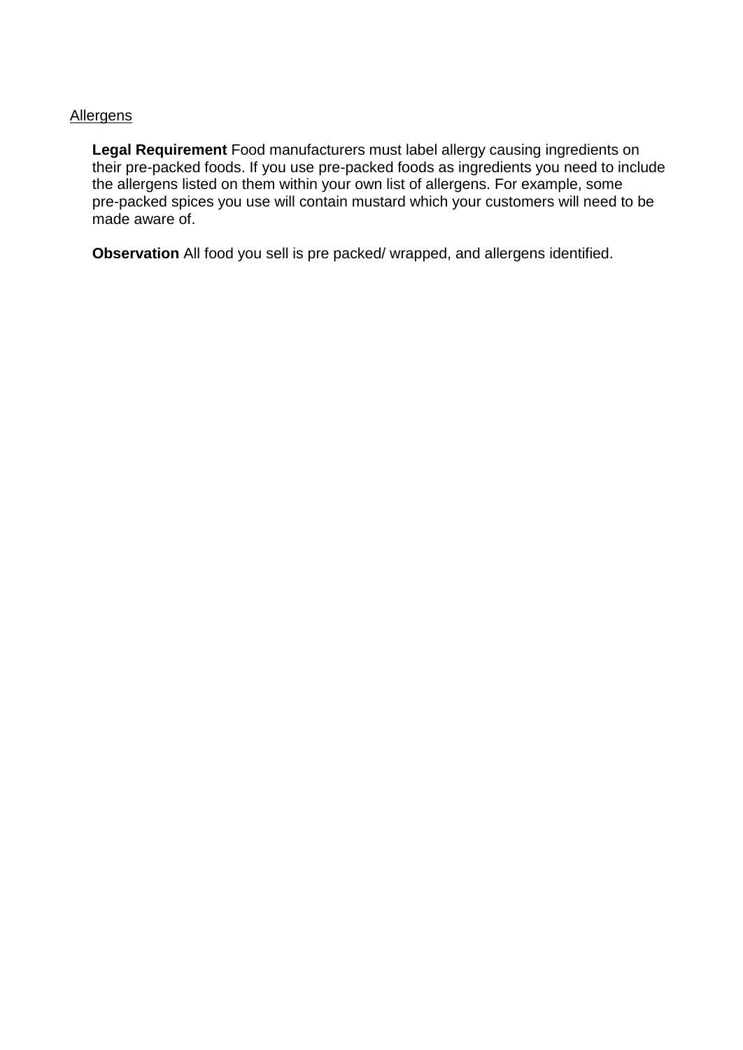<u>Allergens</u>

**Legal Requirement** Food manufacturers must label allergy causing ingredients on their pre-packed foods. If you use pre-packed foods as ingredients you need to include the allergens listed on them within your own list of allergens. For example, some pre-packed spices you use will contain mustard which your customers will need to be made aware of.

**Observation** All food you sell is pre packed/ wrapped, and allergens identified.